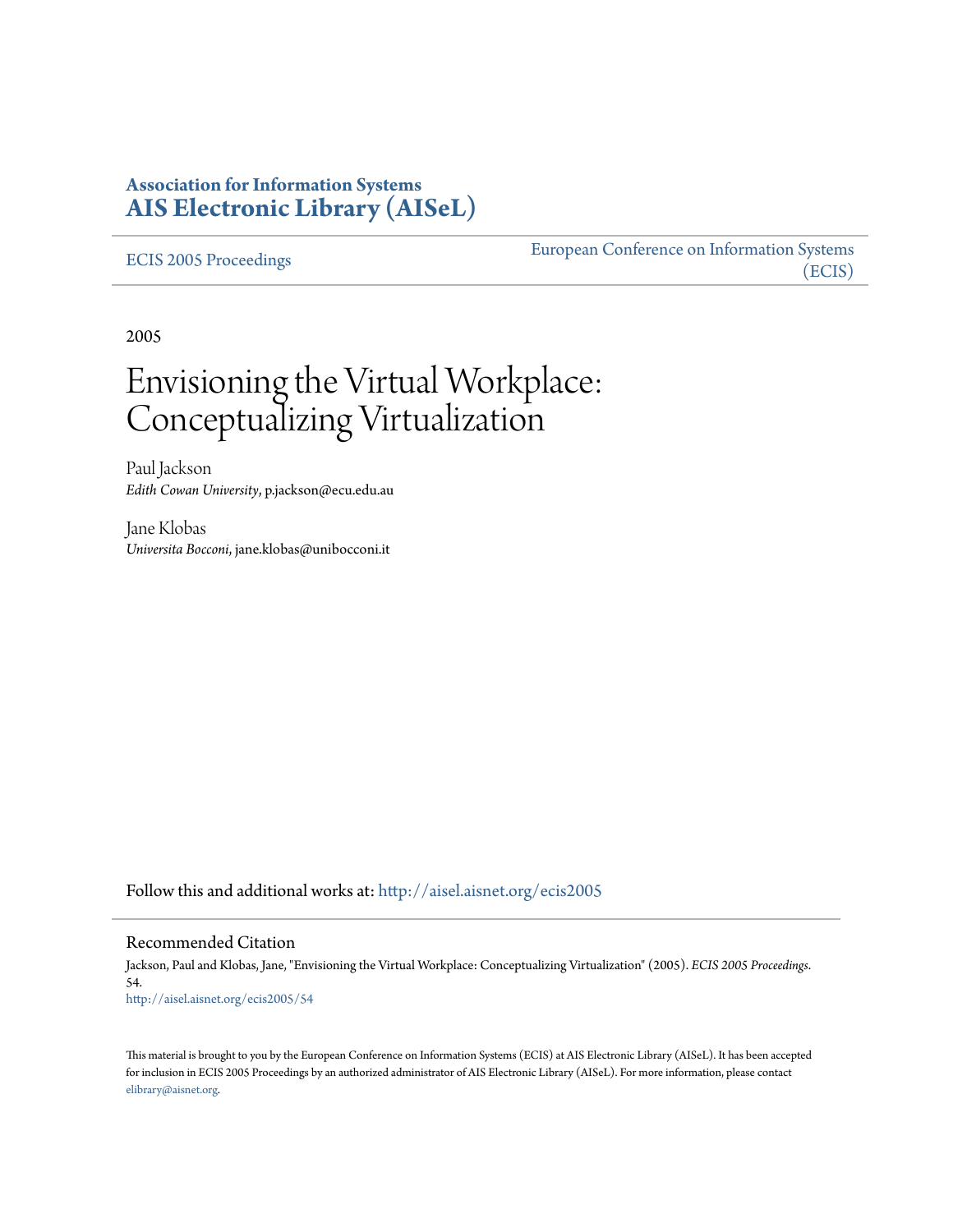**Association for Information Systems**
**[AIS Electronic Library (AISeL)](http://aisel.aisnet.org)**

ECIS 2005 Proceedings | European Conference on Information Systems (ECIS)

2005

# Envisioning the Virtual Workplace: Conceptualizing Virtualization

Paul Jackson
*Edith Cowan University*, p.jackson@ecu.edu.au

Jane Klobas
*Universita Bocconi*, jane.klobas@unibocconi.it

Follow this and additional works at: http://aisel.aisnet.org/ecis2005

## Recommended Citation

Jackson, Paul and Klobas, Jane, "Envisioning the Virtual Workplace: Conceptualizing Virtualization" (2005). *ECIS 2005 Proceedings*. 54.
http://aisel.aisnet.org/ecis2005/54

This material is brought to you by the European Conference on Information Systems (ECIS) at AIS Electronic Library (AISeL). It has been accepted for inclusion in ECIS 2005 Proceedings by an authorized administrator of AIS Electronic Library (AISeL). For more information, please contact elibrary@aisnet.org.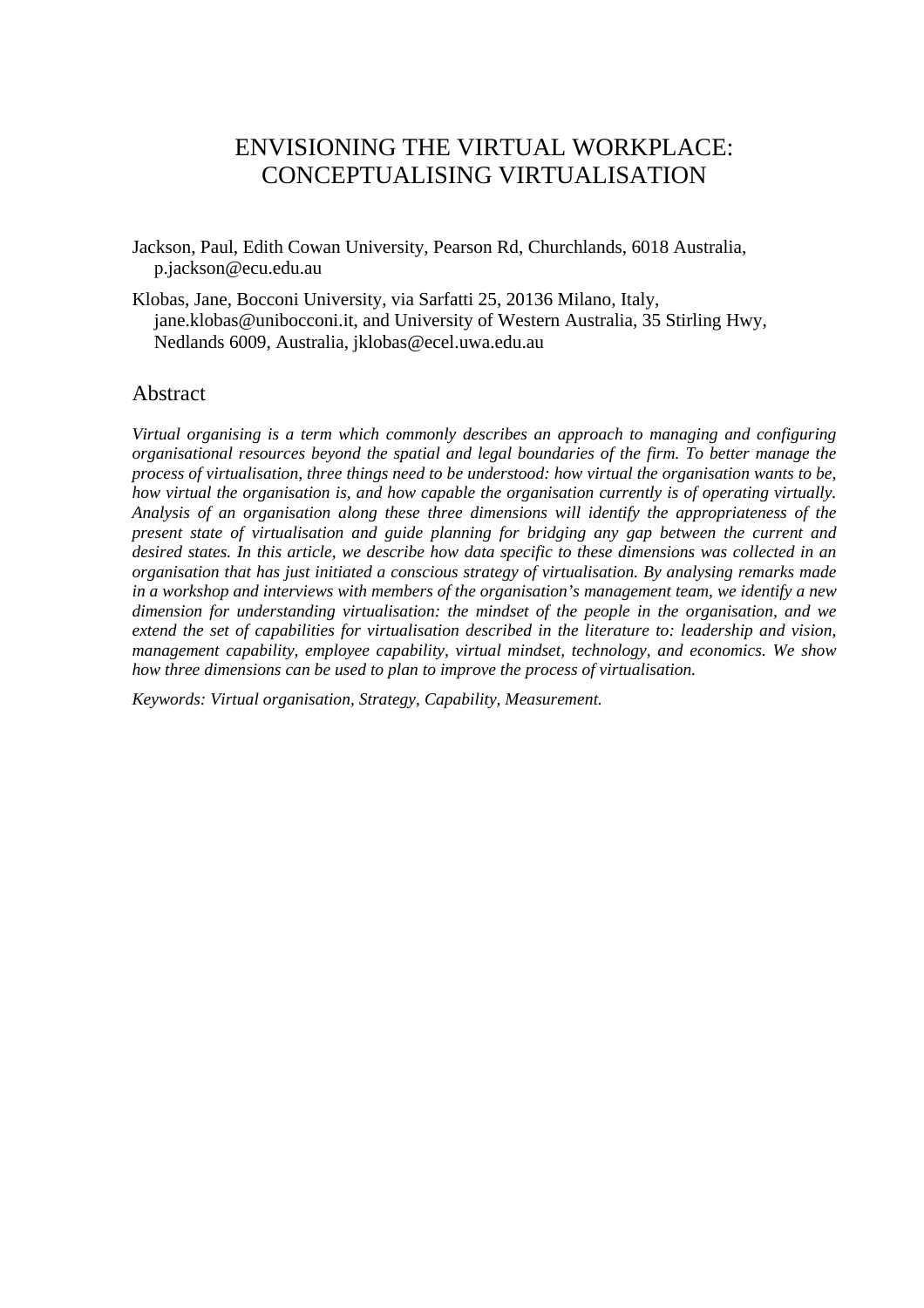# ENVISIONING THE VIRTUAL WORKPLACE: CONCEPTUALISING VIRTUALISATION

Jackson, Paul, Edith Cowan University, Pearson Rd, Churchlands, 6018 Australia, p.jackson@ecu.edu.au

Klobas, Jane, Bocconi University, via Sarfatti 25, 20136 Milano, Italy, jane.klobas@unibocconi.it, and University of Western Australia, 35 Stirling Hwy, Nedlands 6009, Australia, jklobas@ecel.uwa.edu.au

## Abstract

*Virtual organising is a term which commonly describes an approach to managing and configuring organisational resources beyond the spatial and legal boundaries of the firm. To better manage the process of virtualisation, three things need to be understood: how virtual the organisation wants to be, how virtual the organisation is, and how capable the organisation currently is of operating virtually. Analysis of an organisation along these three dimensions will identify the appropriateness of the present state of virtualisation and guide planning for bridging any gap between the current and desired states. In this article, we describe how data specific to these dimensions was collected in an organisation that has just initiated a conscious strategy of virtualisation. By analysing remarks made in a workshop and interviews with members of the organisation's management team, we identify a new dimension for understanding virtualisation: the mindset of the people in the organisation, and we extend the set of capabilities for virtualisation described in the literature to: leadership and vision, management capability, employee capability, virtual mindset, technology, and economics. We show how three dimensions can be used to plan to improve the process of virtualisation.*

*Keywords: Virtual organisation, Strategy, Capability, Measurement.*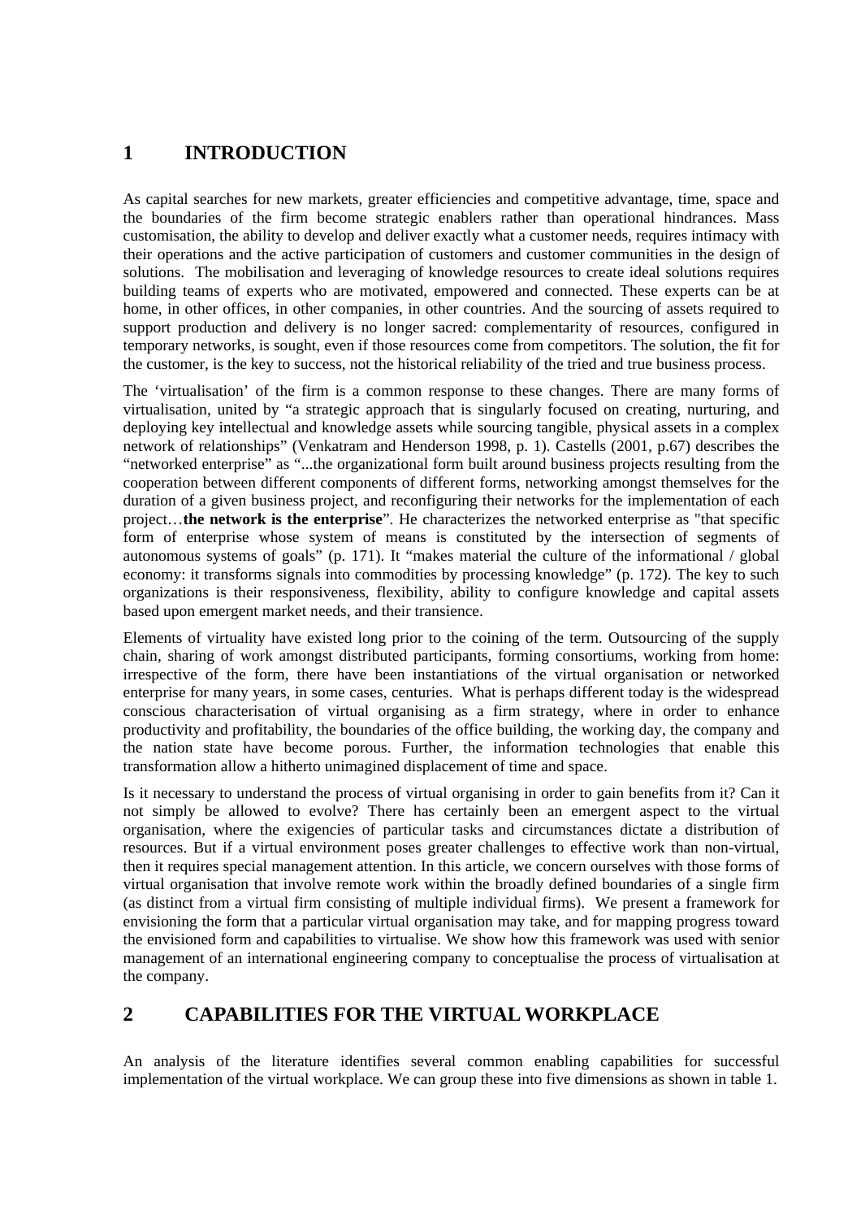## 1 INTRODUCTION

As capital searches for new markets, greater efficiencies and competitive advantage, time, space and the boundaries of the firm become strategic enablers rather than operational hindrances. Mass customisation, the ability to develop and deliver exactly what a customer needs, requires intimacy with their operations and the active participation of customers and customer communities in the design of solutions. The mobilisation and leveraging of knowledge resources to create ideal solutions requires building teams of experts who are motivated, empowered and connected. These experts can be at home, in other offices, in other companies, in other countries. And the sourcing of assets required to support production and delivery is no longer sacred: complementarity of resources, configured in temporary networks, is sought, even if those resources come from competitors. The solution, the fit for the customer, is the key to success, not the historical reliability of the tried and true business process.

The 'virtualisation' of the firm is a common response to these changes. There are many forms of virtualisation, united by "a strategic approach that is singularly focused on creating, nurturing, and deploying key intellectual and knowledge assets while sourcing tangible, physical assets in a complex network of relationships" (Venkatram and Henderson 1998, p. 1). Castells (2001, p.67) describes the "networked enterprise" as "...the organizational form built around business projects resulting from the cooperation between different components of different forms, networking amongst themselves for the duration of a given business project, and reconfiguring their networks for the implementation of each project…**the network is the enterprise**". He characterizes the networked enterprise as "that specific form of enterprise whose system of means is constituted by the intersection of segments of autonomous systems of goals" (p. 171). It "makes material the culture of the informational / global economy: it transforms signals into commodities by processing knowledge" (p. 172). The key to such organizations is their responsiveness, flexibility, ability to configure knowledge and capital assets based upon emergent market needs, and their transience.

Elements of virtuality have existed long prior to the coining of the term. Outsourcing of the supply chain, sharing of work amongst distributed participants, forming consortiums, working from home: irrespective of the form, there have been instantiations of the virtual organisation or networked enterprise for many years, in some cases, centuries. What is perhaps different today is the widespread conscious characterisation of virtual organising as a firm strategy, where in order to enhance productivity and profitability, the boundaries of the office building, the working day, the company and the nation state have become porous. Further, the information technologies that enable this transformation allow a hitherto unimagined displacement of time and space.

Is it necessary to understand the process of virtual organising in order to gain benefits from it? Can it not simply be allowed to evolve? There has certainly been an emergent aspect to the virtual organisation, where the exigencies of particular tasks and circumstances dictate a distribution of resources. But if a virtual environment poses greater challenges to effective work than non-virtual, then it requires special management attention. In this article, we concern ourselves with those forms of virtual organisation that involve remote work within the broadly defined boundaries of a single firm (as distinct from a virtual firm consisting of multiple individual firms). We present a framework for envisioning the form that a particular virtual organisation may take, and for mapping progress toward the envisioned form and capabilities to virtualise. We show how this framework was used with senior management of an international engineering company to conceptualise the process of virtualisation at the company.

## 2 CAPABILITIES FOR THE VIRTUAL WORKPLACE

An analysis of the literature identifies several common enabling capabilities for successful implementation of the virtual workplace. We can group these into five dimensions as shown in table 1.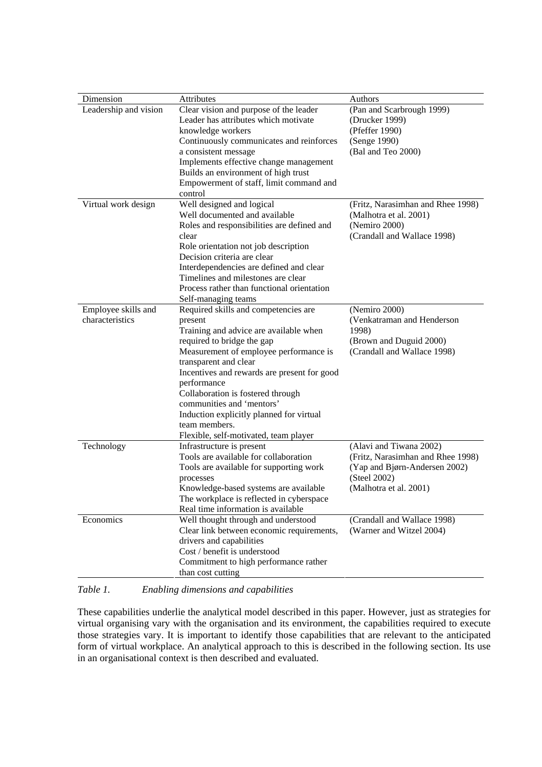| Dimension | Attributes | Authors |
|---|---|---|
| Leadership and vision | Clear vision and purpose of the leader<br>Leader has attributes which motivate knowledge workers<br>Continuously communicates and reinforces a consistent message<br>Implements effective change management<br>Builds an environment of high trust<br>Empowerment of staff, limit command and control | (Pan and Scarbrough 1999)<br>(Drucker 1999)<br>(Pfeffer 1990)<br>(Senge 1990)<br>(Bal and Teo 2000) |
| Virtual work design | Well designed and logical<br>Well documented and available<br>Roles and responsibilities are defined and clear<br>Role orientation not job description<br>Decision criteria are clear<br>Interdependencies are defined and clear<br>Timelines and milestones are clear<br>Process rather than functional orientation<br>Self-managing teams | (Fritz, Narasimhan and Rhee 1998)<br>(Malhotra et al. 2001)<br>(Nemiro 2000)<br>(Crandall and Wallace 1998) |
| Employee skills and characteristics | Required skills and competencies are present<br>Training and advice are available when required to bridge the gap<br>Measurement of employee performance is transparent and clear<br>Incentives and rewards are present for good performance<br>Collaboration is fostered through communities and 'mentors'<br>Induction explicitly planned for virtual team members.<br>Flexible, self-motivated, team player | (Nemiro 2000)<br>(Venkatraman and Henderson 1998)<br>(Brown and Duguid 2000)<br>(Crandall and Wallace 1998) |
| Technology | Infrastructure is present<br>Tools are available for collaboration<br>Tools are available for supporting work processes<br>Knowledge-based systems are available<br>The workplace is reflected in cyberspace<br>Real time information is available | (Alavi and Tiwana 2002)<br>(Fritz, Narasimhan and Rhee 1998)<br>(Yap and Bjørn-Andersen 2002)<br>(Steel 2002)<br>(Malhotra et al. 2001) |
| Economics | Well thought through and understood<br>Clear link between economic requirements, drivers and capabilities<br>Cost / benefit is understood<br>Commitment to high performance rather than cost cutting | (Crandall and Wallace 1998)<br>(Warner and Witzel 2004) |

*Table 1. Enabling dimensions and capabilities*

These capabilities underlie the analytical model described in this paper. However, just as strategies for virtual organising vary with the organisation and its environment, the capabilities required to execute those strategies vary. It is important to identify those capabilities that are relevant to the anticipated form of virtual workplace. An analytical approach to this is described in the following section. Its use in an organisational context is then described and evaluated.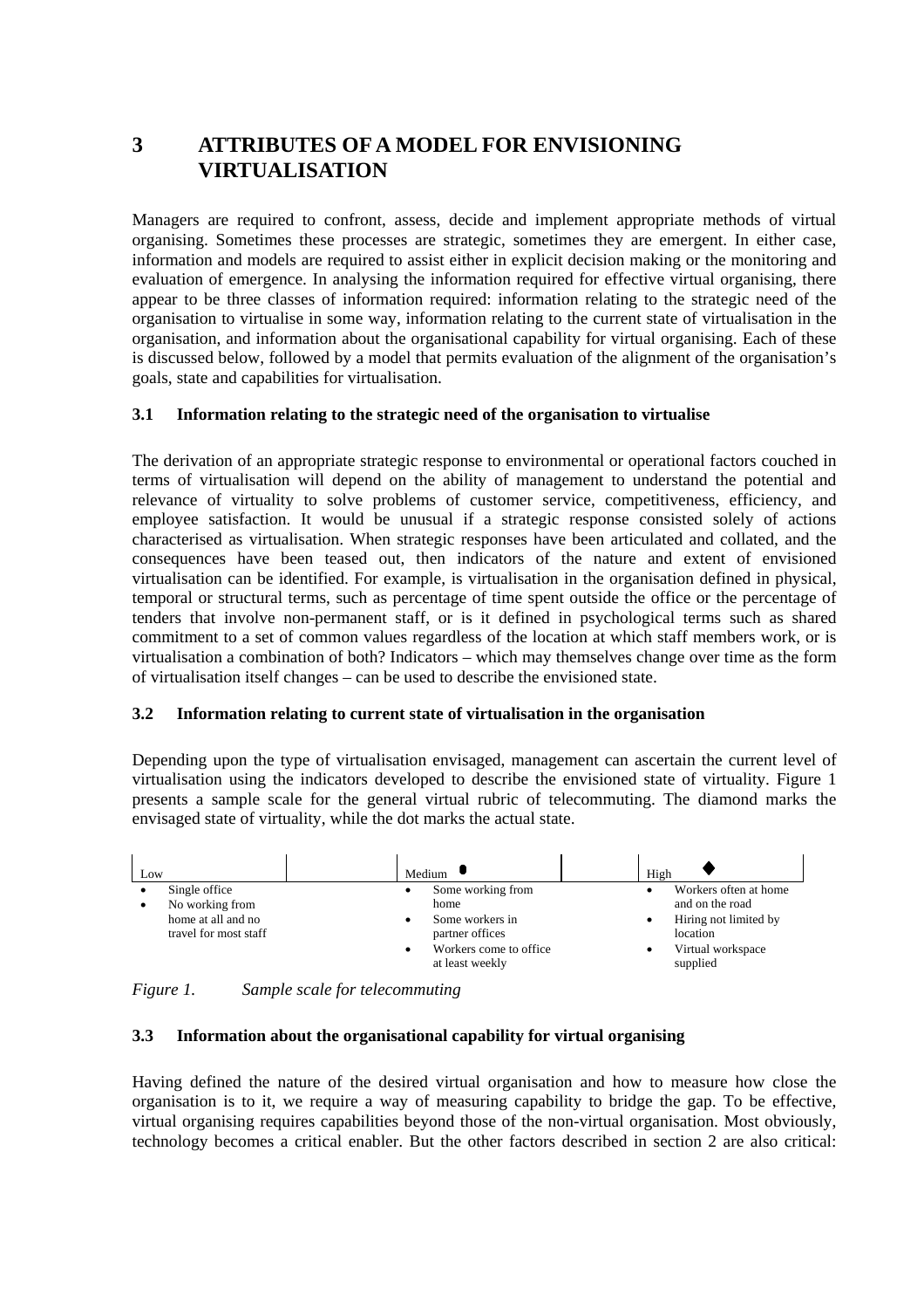# 3 ATTRIBUTES OF A MODEL FOR ENVISIONING VIRTUALISATION

Managers are required to confront, assess, decide and implement appropriate methods of virtual organising. Sometimes these processes are strategic, sometimes they are emergent. In either case, information and models are required to assist either in explicit decision making or the monitoring and evaluation of emergence. In analysing the information required for effective virtual organising, there appear to be three classes of information required: information relating to the strategic need of the organisation to virtualise in some way, information relating to the current state of virtualisation in the organisation, and information about the organisational capability for virtual organising. Each of these is discussed below, followed by a model that permits evaluation of the alignment of the organisation's goals, state and capabilities for virtualisation.

### 3.1 Information relating to the strategic need of the organisation to virtualise

The derivation of an appropriate strategic response to environmental or operational factors couched in terms of virtualisation will depend on the ability of management to understand the potential and relevance of virtuality to solve problems of customer service, competitiveness, efficiency, and employee satisfaction. It would be unusual if a strategic response consisted solely of actions characterised as virtualisation. When strategic responses have been articulated and collated, and the consequences have been teased out, then indicators of the nature and extent of envisioned virtualisation can be identified. For example, is virtualisation in the organisation defined in physical, temporal or structural terms, such as percentage of time spent outside the office or the percentage of tenders that involve non-permanent staff, or is it defined in psychological terms such as shared commitment to a set of common values regardless of the location at which staff members work, or is virtualisation a combination of both? Indicators – which may themselves change over time as the form of virtualisation itself changes – can be used to describe the envisioned state.

### 3.2 Information relating to current state of virtualisation in the organisation

Depending upon the type of virtualisation envisaged, management can ascertain the current level of virtualisation using the indicators developed to describe the envisioned state of virtuality. Figure 1 presents a sample scale for the general virtual rubric of telecommuting. The diamond marks the envisaged state of virtuality, while the dot marks the actual state.

| Low | | Medium ● | | High ◆ |
|---|---|---|---|---|
| • Single office<br>• No working from home at all and no travel for most staff | | • Some working from home<br>• Some workers in partner offices<br>• Workers come to office at least weekly | | • Workers often at home and on the road<br>• Hiring not limited by location<br>• Virtual workspace supplied |

*Figure 1. Sample scale for telecommuting*

### 3.3 Information about the organisational capability for virtual organising

Having defined the nature of the desired virtual organisation and how to measure how close the organisation is to it, we require a way of measuring capability to bridge the gap. To be effective, virtual organising requires capabilities beyond those of the non-virtual organisation. Most obviously, technology becomes a critical enabler. But the other factors described in section 2 are also critical: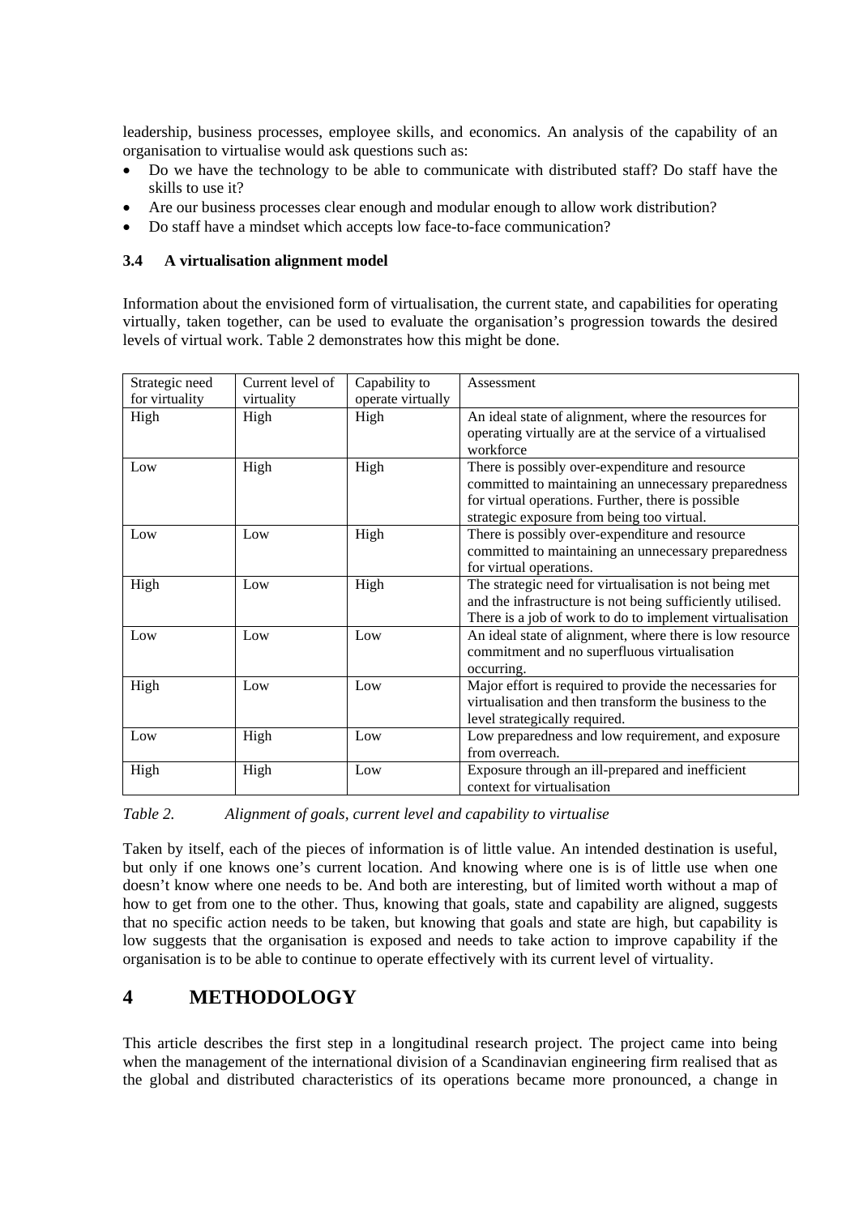leadership, business processes, employee skills, and economics. An analysis of the capability of an organisation to virtualise would ask questions such as:

- Do we have the technology to be able to communicate with distributed staff? Do staff have the skills to use it?
- Are our business processes clear enough and modular enough to allow work distribution?
- Do staff have a mindset which accepts low face-to-face communication?

### 3.4 A virtualisation alignment model

Information about the envisioned form of virtualisation, the current state, and capabilities for operating virtually, taken together, can be used to evaluate the organisation's progression towards the desired levels of virtual work. Table 2 demonstrates how this might be done.

| Strategic need for virtuality | Current level of virtuality | Capability to operate virtually | Assessment |
| --- | --- | --- | --- |
| High | High | High | An ideal state of alignment, where the resources for operating virtually are at the service of a virtualised workforce |
| Low | High | High | There is possibly over-expenditure and resource committed to maintaining an unnecessary preparedness for virtual operations. Further, there is possible strategic exposure from being too virtual. |
| Low | Low | High | There is possibly over-expenditure and resource committed to maintaining an unnecessary preparedness for virtual operations. |
| High | Low | High | The strategic need for virtualisation is not being met and the infrastructure is not being sufficiently utilised. There is a job of work to do to implement virtualisation |
| Low | Low | Low | An ideal state of alignment, where there is low resource commitment and no superfluous virtualisation occurring. |
| High | Low | Low | Major effort is required to provide the necessaries for virtualisation and then transform the business to the level strategically required. |
| Low | High | Low | Low preparedness and low requirement, and exposure from overreach. |
| High | High | Low | Exposure through an ill-prepared and inefficient context for virtualisation |

*Table 2. Alignment of goals, current level and capability to virtualise*

Taken by itself, each of the pieces of information is of little value. An intended destination is useful, but only if one knows one's current location. And knowing where one is is of little use when one doesn't know where one needs to be. And both are interesting, but of limited worth without a map of how to get from one to the other. Thus, knowing that goals, state and capability are aligned, suggests that no specific action needs to be taken, but knowing that goals and state are high, but capability is low suggests that the organisation is exposed and needs to take action to improve capability if the organisation is to be able to continue to operate effectively with its current level of virtuality.

## 4 METHODOLOGY

This article describes the first step in a longitudinal research project. The project came into being when the management of the international division of a Scandinavian engineering firm realised that as the global and distributed characteristics of its operations became more pronounced, a change in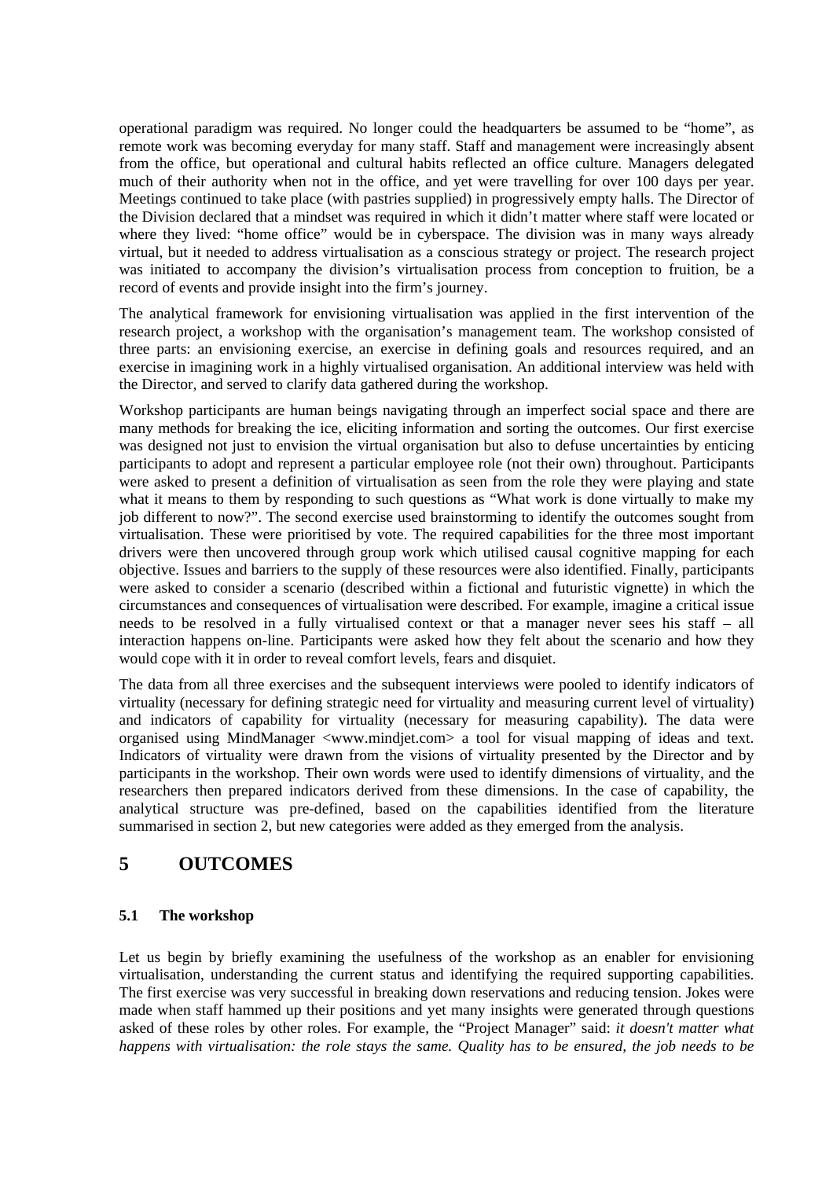operational paradigm was required. No longer could the headquarters be assumed to be "home", as remote work was becoming everyday for many staff. Staff and management were increasingly absent from the office, but operational and cultural habits reflected an office culture. Managers delegated much of their authority when not in the office, and yet were travelling for over 100 days per year. Meetings continued to take place (with pastries supplied) in progressively empty halls. The Director of the Division declared that a mindset was required in which it didn't matter where staff were located or where they lived: "home office" would be in cyberspace. The division was in many ways already virtual, but it needed to address virtualisation as a conscious strategy or project. The research project was initiated to accompany the division's virtualisation process from conception to fruition, be a record of events and provide insight into the firm's journey.

The analytical framework for envisioning virtualisation was applied in the first intervention of the research project, a workshop with the organisation's management team. The workshop consisted of three parts: an envisioning exercise, an exercise in defining goals and resources required, and an exercise in imagining work in a highly virtualised organisation. An additional interview was held with the Director, and served to clarify data gathered during the workshop.

Workshop participants are human beings navigating through an imperfect social space and there are many methods for breaking the ice, eliciting information and sorting the outcomes. Our first exercise was designed not just to envision the virtual organisation but also to defuse uncertainties by enticing participants to adopt and represent a particular employee role (not their own) throughout. Participants were asked to present a definition of virtualisation as seen from the role they were playing and state what it means to them by responding to such questions as "What work is done virtually to make my job different to now?". The second exercise used brainstorming to identify the outcomes sought from virtualisation. These were prioritised by vote. The required capabilities for the three most important drivers were then uncovered through group work which utilised causal cognitive mapping for each objective. Issues and barriers to the supply of these resources were also identified. Finally, participants were asked to consider a scenario (described within a fictional and futuristic vignette) in which the circumstances and consequences of virtualisation were described. For example, imagine a critical issue needs to be resolved in a fully virtualised context or that a manager never sees his staff – all interaction happens on-line. Participants were asked how they felt about the scenario and how they would cope with it in order to reveal comfort levels, fears and disquiet.

The data from all three exercises and the subsequent interviews were pooled to identify indicators of virtuality (necessary for defining strategic need for virtuality and measuring current level of virtuality) and indicators of capability for virtuality (necessary for measuring capability). The data were organised using MindManager <www.mindjet.com> a tool for visual mapping of ideas and text. Indicators of virtuality were drawn from the visions of virtuality presented by the Director and by participants in the workshop. Their own words were used to identify dimensions of virtuality, and the researchers then prepared indicators derived from these dimensions. In the case of capability, the analytical structure was pre-defined, based on the capabilities identified from the literature summarised in section 2, but new categories were added as they emerged from the analysis.

# 5 OUTCOMES

## 5.1 The workshop

Let us begin by briefly examining the usefulness of the workshop as an enabler for envisioning virtualisation, understanding the current status and identifying the required supporting capabilities. The first exercise was very successful in breaking down reservations and reducing tension. Jokes were made when staff hammed up their positions and yet many insights were generated through questions asked of these roles by other roles. For example, the "Project Manager" said: *it doesn't matter what happens with virtualisation: the role stays the same. Quality has to be ensured, the job needs to be*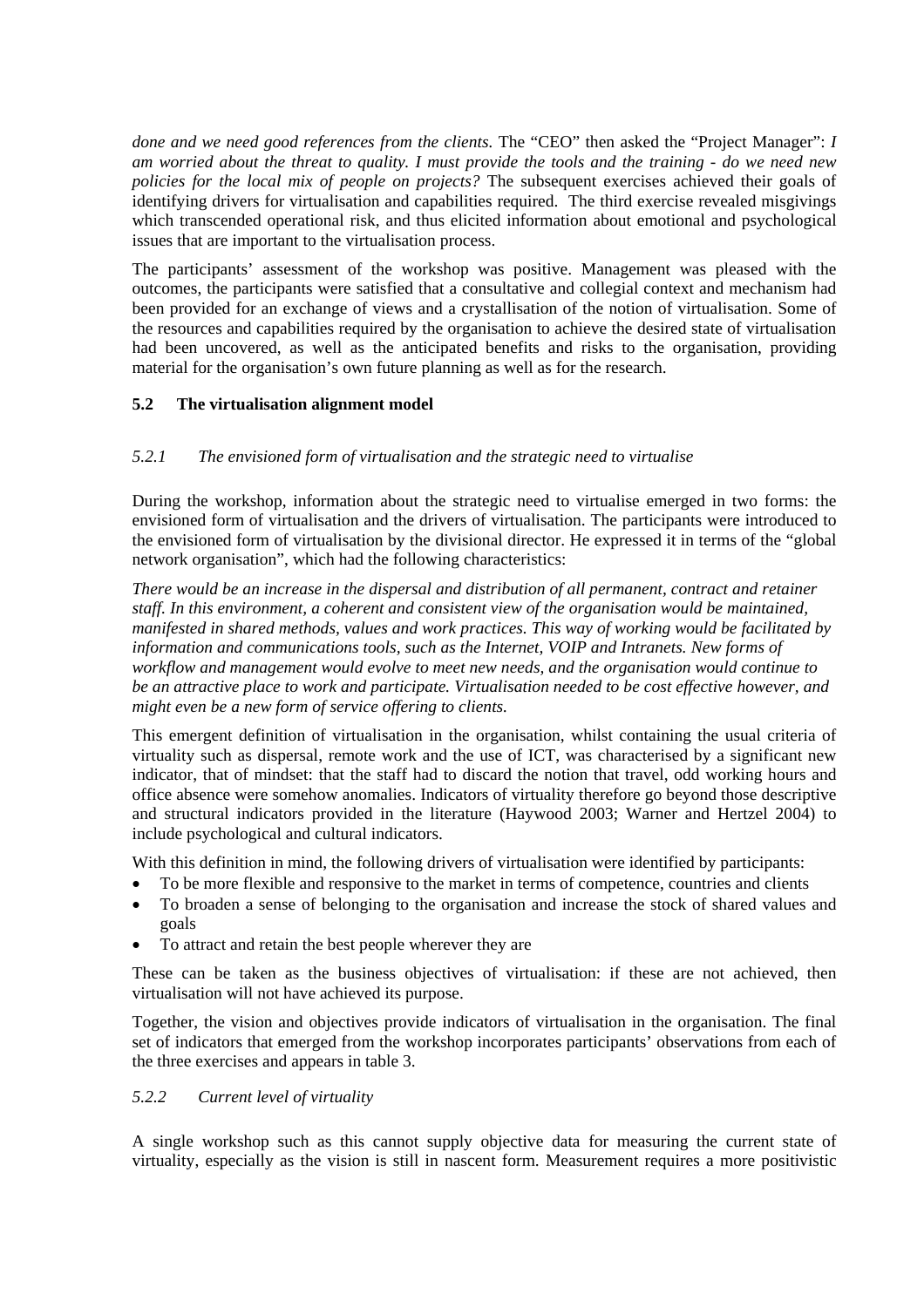*done and we need good references from the clients.* The "CEO" then asked the "Project Manager": *I am worried about the threat to quality. I must provide the tools and the training - do we need new policies for the local mix of people on projects?* The subsequent exercises achieved their goals of identifying drivers for virtualisation and capabilities required. The third exercise revealed misgivings which transcended operational risk, and thus elicited information about emotional and psychological issues that are important to the virtualisation process.

The participants' assessment of the workshop was positive. Management was pleased with the outcomes, the participants were satisfied that a consultative and collegial context and mechanism had been provided for an exchange of views and a crystallisation of the notion of virtualisation. Some of the resources and capabilities required by the organisation to achieve the desired state of virtualisation had been uncovered, as well as the anticipated benefits and risks to the organisation, providing material for the organisation's own future planning as well as for the research.

### 5.2 The virtualisation alignment model

#### *5.2.1 The envisioned form of virtualisation and the strategic need to virtualise*

During the workshop, information about the strategic need to virtualise emerged in two forms: the envisioned form of virtualisation and the drivers of virtualisation. The participants were introduced to the envisioned form of virtualisation by the divisional director. He expressed it in terms of the "global network organisation", which had the following characteristics:

*There would be an increase in the dispersal and distribution of all permanent, contract and retainer staff. In this environment, a coherent and consistent view of the organisation would be maintained, manifested in shared methods, values and work practices. This way of working would be facilitated by information and communications tools, such as the Internet, VOIP and Intranets. New forms of workflow and management would evolve to meet new needs, and the organisation would continue to be an attractive place to work and participate. Virtualisation needed to be cost effective however, and might even be a new form of service offering to clients.*

This emergent definition of virtualisation in the organisation, whilst containing the usual criteria of virtuality such as dispersal, remote work and the use of ICT, was characterised by a significant new indicator, that of mindset: that the staff had to discard the notion that travel, odd working hours and office absence were somehow anomalies. Indicators of virtuality therefore go beyond those descriptive and structural indicators provided in the literature (Haywood 2003; Warner and Hertzel 2004) to include psychological and cultural indicators.

With this definition in mind, the following drivers of virtualisation were identified by participants:

- To be more flexible and responsive to the market in terms of competence, countries and clients
- To broaden a sense of belonging to the organisation and increase the stock of shared values and goals
- To attract and retain the best people wherever they are

These can be taken as the business objectives of virtualisation: if these are not achieved, then virtualisation will not have achieved its purpose.

Together, the vision and objectives provide indicators of virtualisation in the organisation. The final set of indicators that emerged from the workshop incorporates participants' observations from each of the three exercises and appears in table 3.

#### *5.2.2 Current level of virtuality*

A single workshop such as this cannot supply objective data for measuring the current state of virtuality, especially as the vision is still in nascent form. Measurement requires a more positivistic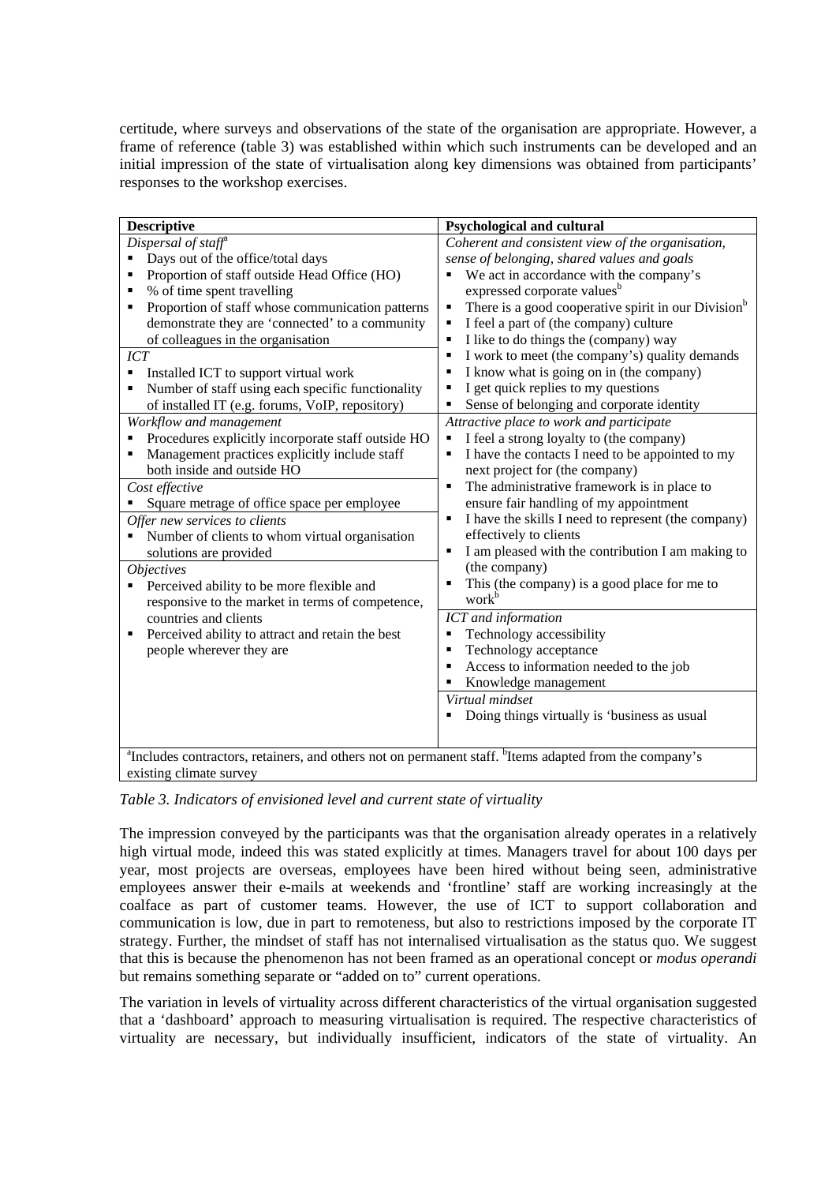certitude, where surveys and observations of the state of the organisation are appropriate. However, a frame of reference (table 3) was established within which such instruments can be developed and an initial impression of the state of virtualisation along key dimensions was obtained from participants' responses to the workshop exercises.

| Descriptive | Psychological and cultural |
|---|---|
| *Dispersal of staff*[a]<br>▪ Days out of the office/total days<br>▪ Proportion of staff outside Head Office (HO)<br>▪ % of time spent travelling<br>▪ Proportion of staff whose communication patterns demonstrate they are 'connected' to a community of colleagues in the organisation<br>*ICT*<br>▪ Installed ICT to support virtual work<br>▪ Number of staff using each specific functionality of installed IT (e.g. forums, VoIP, repository) | *Coherent and consistent view of the organisation, sense of belonging, shared values and goals*<br>▪ We act in accordance with the company's expressed corporate values[b]<br>▪ There is a good cooperative spirit in our Division[b]<br>▪ I feel a part of (the company) culture<br>▪ I like to do things the (company) way<br>▪ I work to meet the (company's) quality demands<br>▪ I know what is going on in (the company)<br>▪ I get quick replies to my questions<br>▪ Sense of belonging and corporate identity |
| *Workflow and management*<br>▪ Procedures explicitly incorporate staff outside HO<br>▪ Management practices explicitly include staff both inside and outside HO<br>*Cost effective*<br>▪ Square metrage of office space per employee<br>*Offer new services to clients*<br>▪ Number of clients to whom virtual organisation solutions are provided<br>*Objectives*<br>▪ Perceived ability to be more flexible and responsive to the market in terms of competence, countries and clients<br>▪ Perceived ability to attract and retain the best people wherever they are | *Attractive place to work and participate*<br>▪ I feel a strong loyalty to (the company)<br>▪ I have the contacts I need to be appointed to my next project for (the company)<br>▪ The administrative framework is in place to ensure fair handling of my appointment<br>▪ I have the skills I need to represent (the company) effectively to clients<br>▪ I am pleased with the contribution I am making to (the company)<br>▪ This (the company) is a good place for me to work[b]<br>*ICT and information*<br>▪ Technology accessibility<br>▪ Technology acceptance<br>▪ Access to information needed to the job<br>▪ Knowledge management<br>*Virtual mindset*<br>▪ Doing things virtually is 'business as usual |
| [a]Includes contractors, retainers, and others not on permanent staff. [b]Items adapted from the company's existing climate survey | |

*Table 3. Indicators of envisioned level and current state of virtuality*

The impression conveyed by the participants was that the organisation already operates in a relatively high virtual mode, indeed this was stated explicitly at times. Managers travel for about 100 days per year, most projects are overseas, employees have been hired without being seen, administrative employees answer their e-mails at weekends and 'frontline' staff are working increasingly at the coalface as part of customer teams. However, the use of ICT to support collaboration and communication is low, due in part to remoteness, but also to restrictions imposed by the corporate IT strategy. Further, the mindset of staff has not internalised virtualisation as the status quo. We suggest that this is because the phenomenon has not been framed as an operational concept or *modus operandi* but remains something separate or "added on to" current operations.

The variation in levels of virtuality across different characteristics of the virtual organisation suggested that a 'dashboard' approach to measuring virtualisation is required. The respective characteristics of virtuality are necessary, but individually insufficient, indicators of the state of virtuality. An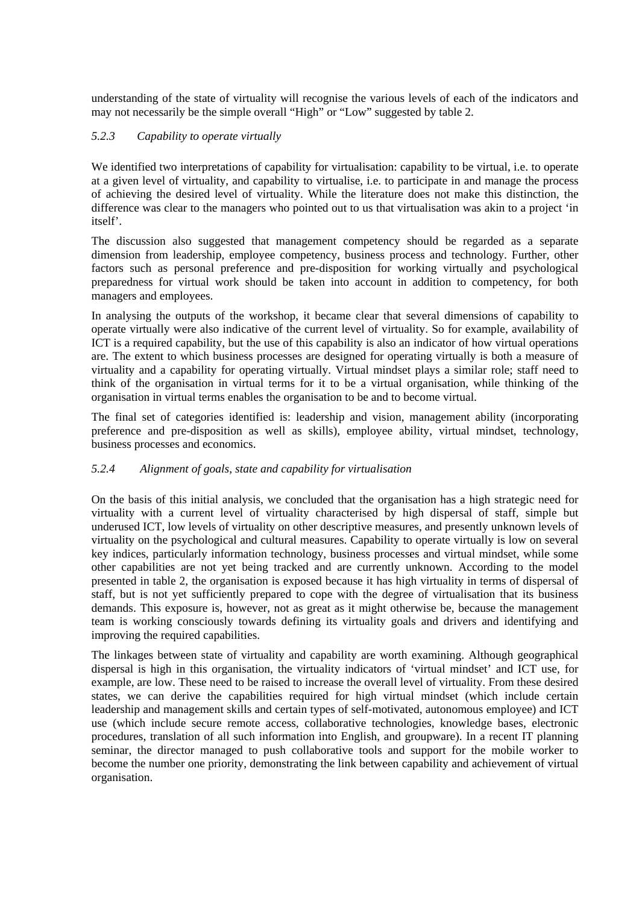understanding of the state of virtuality will recognise the various levels of each of the indicators and may not necessarily be the simple overall "High" or "Low" suggested by table 2.

### *5.2.3 Capability to operate virtually*

We identified two interpretations of capability for virtualisation: capability to be virtual, i.e. to operate at a given level of virtuality, and capability to virtualise, i.e. to participate in and manage the process of achieving the desired level of virtuality. While the literature does not make this distinction, the difference was clear to the managers who pointed out to us that virtualisation was akin to a project 'in itself'.

The discussion also suggested that management competency should be regarded as a separate dimension from leadership, employee competency, business process and technology. Further, other factors such as personal preference and pre-disposition for working virtually and psychological preparedness for virtual work should be taken into account in addition to competency, for both managers and employees.

In analysing the outputs of the workshop, it became clear that several dimensions of capability to operate virtually were also indicative of the current level of virtuality. So for example, availability of ICT is a required capability, but the use of this capability is also an indicator of how virtual operations are. The extent to which business processes are designed for operating virtually is both a measure of virtuality and a capability for operating virtually. Virtual mindset plays a similar role; staff need to think of the organisation in virtual terms for it to be a virtual organisation, while thinking of the organisation in virtual terms enables the organisation to be and to become virtual.

The final set of categories identified is: leadership and vision, management ability (incorporating preference and pre-disposition as well as skills), employee ability, virtual mindset, technology, business processes and economics.

### *5.2.4 Alignment of goals, state and capability for virtualisation*

On the basis of this initial analysis, we concluded that the organisation has a high strategic need for virtuality with a current level of virtuality characterised by high dispersal of staff, simple but underused ICT, low levels of virtuality on other descriptive measures, and presently unknown levels of virtuality on the psychological and cultural measures. Capability to operate virtually is low on several key indices, particularly information technology, business processes and virtual mindset, while some other capabilities are not yet being tracked and are currently unknown. According to the model presented in table 2, the organisation is exposed because it has high virtuality in terms of dispersal of staff, but is not yet sufficiently prepared to cope with the degree of virtualisation that its business demands. This exposure is, however, not as great as it might otherwise be, because the management team is working consciously towards defining its virtuality goals and drivers and identifying and improving the required capabilities.

The linkages between state of virtuality and capability are worth examining. Although geographical dispersal is high in this organisation, the virtuality indicators of 'virtual mindset' and ICT use, for example, are low. These need to be raised to increase the overall level of virtuality. From these desired states, we can derive the capabilities required for high virtual mindset (which include certain leadership and management skills and certain types of self-motivated, autonomous employee) and ICT use (which include secure remote access, collaborative technologies, knowledge bases, electronic procedures, translation of all such information into English, and groupware). In a recent IT planning seminar, the director managed to push collaborative tools and support for the mobile worker to become the number one priority, demonstrating the link between capability and achievement of virtual organisation.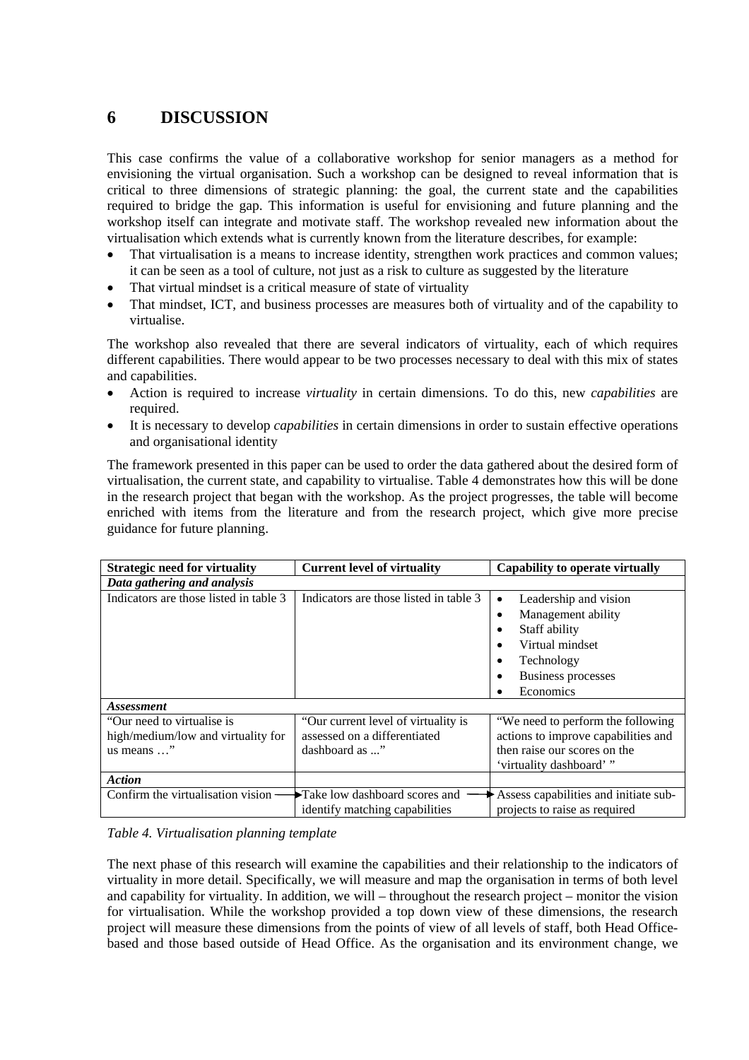## 6 DISCUSSION

This case confirms the value of a collaborative workshop for senior managers as a method for envisioning the virtual organisation. Such a workshop can be designed to reveal information that is critical to three dimensions of strategic planning: the goal, the current state and the capabilities required to bridge the gap. This information is useful for envisioning and future planning and the workshop itself can integrate and motivate staff. The workshop revealed new information about the virtualisation which extends what is currently known from the literature describes, for example:

- That virtualisation is a means to increase identity, strengthen work practices and common values; it can be seen as a tool of culture, not just as a risk to culture as suggested by the literature
- That virtual mindset is a critical measure of state of virtuality
- That mindset, ICT, and business processes are measures both of virtuality and of the capability to virtualise.

The workshop also revealed that there are several indicators of virtuality, each of which requires different capabilities. There would appear to be two processes necessary to deal with this mix of states and capabilities.

- Action is required to increase *virtuality* in certain dimensions. To do this, new *capabilities* are required.
- It is necessary to develop *capabilities* in certain dimensions in order to sustain effective operations and organisational identity

The framework presented in this paper can be used to order the data gathered about the desired form of virtualisation, the current state, and capability to virtualise. Table 4 demonstrates how this will be done in the research project that began with the workshop. As the project progresses, the table will become enriched with items from the literature and from the research project, which give more precise guidance for future planning.

| Strategic need for virtuality | Current level of virtuality | Capability to operate virtually |
|---|---|---|
| ***Data gathering and analysis*** | | |
| Indicators are those listed in table 3 | Indicators are those listed in table 3 | • Leadership and vision<br>• Management ability<br>• Staff ability<br>• Virtual mindset<br>• Technology<br>• Business processes<br>• Economics |
| ***Assessment*** | | |
| "Our need to virtualise is high/medium/low and virtuality for us means …" | "Our current level of virtuality is assessed on a differentiated dashboard as ..." | "We need to perform the following actions to improve capabilities and then raise our scores on the 'virtuality dashboard' " |
| ***Action*** | | |
| Confirm the virtualisation vision → | Take low dashboard scores and identify matching capabilities → | Assess capabilities and initiate sub-projects to raise as required |

*Table 4. Virtualisation planning template*

The next phase of this research will examine the capabilities and their relationship to the indicators of virtuality in more detail. Specifically, we will measure and map the organisation in terms of both level and capability for virtuality. In addition, we will – throughout the research project – monitor the vision for virtualisation. While the workshop provided a top down view of these dimensions, the research project will measure these dimensions from the points of view of all levels of staff, both Head Office-based and those based outside of Head Office. As the organisation and its environment change, we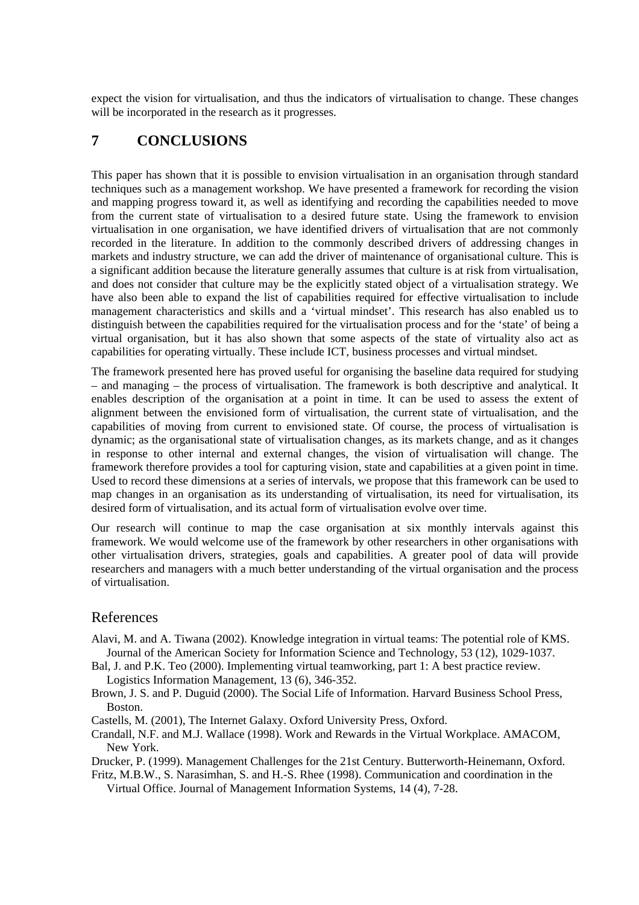expect the vision for virtualisation, and thus the indicators of virtualisation to change. These changes will be incorporated in the research as it progresses.

# 7 CONCLUSIONS

This paper has shown that it is possible to envision virtualisation in an organisation through standard techniques such as a management workshop. We have presented a framework for recording the vision and mapping progress toward it, as well as identifying and recording the capabilities needed to move from the current state of virtualisation to a desired future state. Using the framework to envision virtualisation in one organisation, we have identified drivers of virtualisation that are not commonly recorded in the literature. In addition to the commonly described drivers of addressing changes in markets and industry structure, we can add the driver of maintenance of organisational culture. This is a significant addition because the literature generally assumes that culture is at risk from virtualisation, and does not consider that culture may be the explicitly stated object of a virtualisation strategy. We have also been able to expand the list of capabilities required for effective virtualisation to include management characteristics and skills and a 'virtual mindset'. This research has also enabled us to distinguish between the capabilities required for the virtualisation process and for the 'state' of being a virtual organisation, but it has also shown that some aspects of the state of virtuality also act as capabilities for operating virtually. These include ICT, business processes and virtual mindset.

The framework presented here has proved useful for organising the baseline data required for studying – and managing – the process of virtualisation. The framework is both descriptive and analytical. It enables description of the organisation at a point in time. It can be used to assess the extent of alignment between the envisioned form of virtualisation, the current state of virtualisation, and the capabilities of moving from current to envisioned state. Of course, the process of virtualisation is dynamic; as the organisational state of virtualisation changes, as its markets change, and as it changes in response to other internal and external changes, the vision of virtualisation will change. The framework therefore provides a tool for capturing vision, state and capabilities at a given point in time. Used to record these dimensions at a series of intervals, we propose that this framework can be used to map changes in an organisation as its understanding of virtualisation, its need for virtualisation, its desired form of virtualisation, and its actual form of virtualisation evolve over time.

Our research will continue to map the case organisation at six monthly intervals against this framework. We would welcome use of the framework by other researchers in other organisations with other virtualisation drivers, strategies, goals and capabilities. A greater pool of data will provide researchers and managers with a much better understanding of the virtual organisation and the process of virtualisation.

## References

Alavi, M. and A. Tiwana (2002). Knowledge integration in virtual teams: The potential role of KMS. Journal of the American Society for Information Science and Technology, 53 (12), 1029-1037.

Bal, J. and P.K. Teo (2000). Implementing virtual teamworking, part 1: A best practice review. Logistics Information Management, 13 (6), 346-352.

Brown, J. S. and P. Duguid (2000). The Social Life of Information. Harvard Business School Press, Boston.

Castells, M. (2001), The Internet Galaxy. Oxford University Press, Oxford.

Crandall, N.F. and M.J. Wallace (1998). Work and Rewards in the Virtual Workplace. AMACOM, New York.

Drucker, P. (1999). Management Challenges for the 21st Century. Butterworth-Heinemann, Oxford.

Fritz, M.B.W., S. Narasimhan, S. and H.-S. Rhee (1998). Communication and coordination in the Virtual Office. Journal of Management Information Systems, 14 (4), 7-28.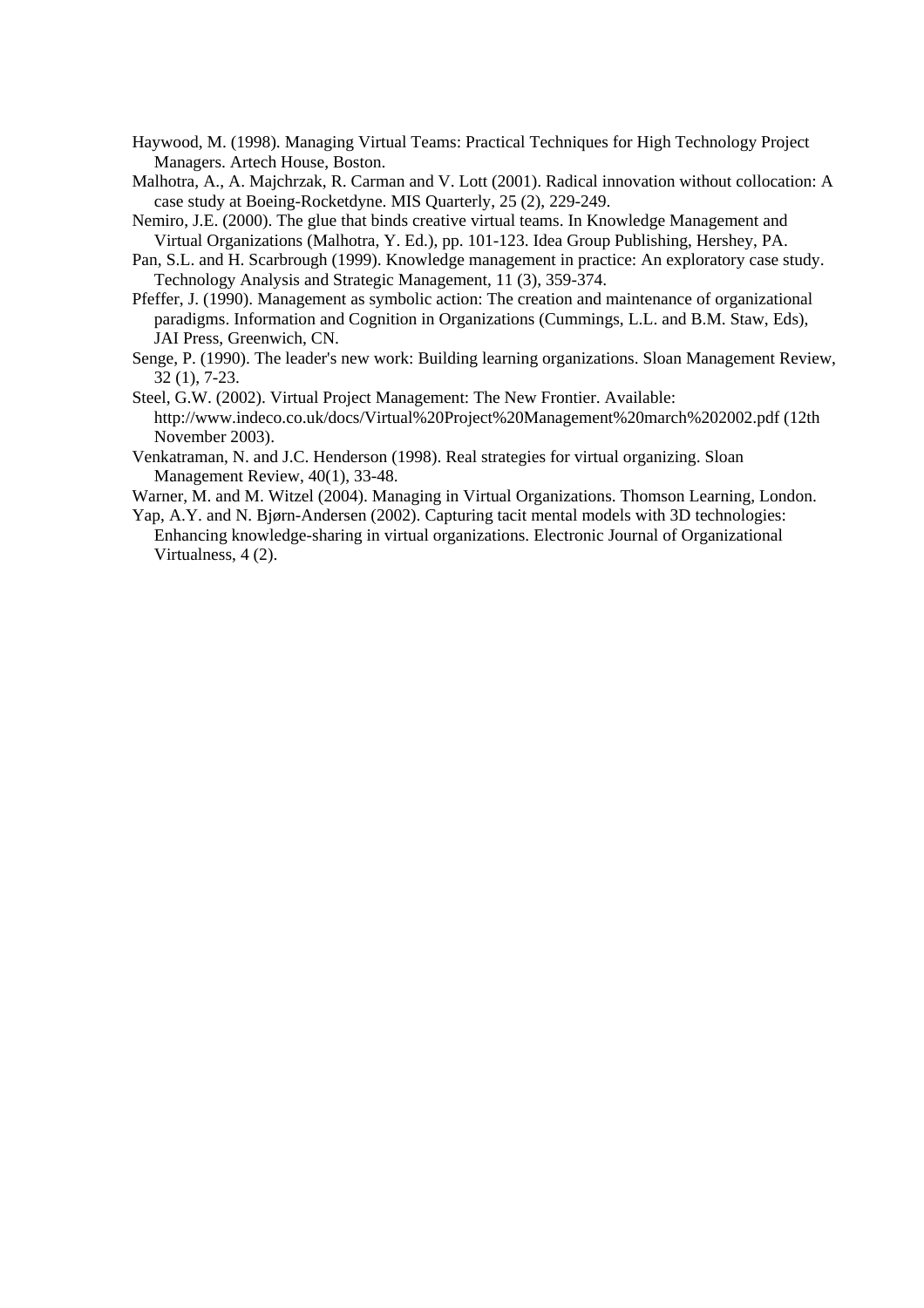Haywood, M. (1998). Managing Virtual Teams: Practical Techniques for High Technology Project Managers. Artech House, Boston.

Malhotra, A., A. Majchrzak, R. Carman and V. Lott (2001). Radical innovation without collocation: A case study at Boeing-Rocketdyne. MIS Quarterly, 25 (2), 229-249.

Nemiro, J.E. (2000). The glue that binds creative virtual teams. In Knowledge Management and Virtual Organizations (Malhotra, Y. Ed.), pp. 101-123. Idea Group Publishing, Hershey, PA.

Pan, S.L. and H. Scarbrough (1999). Knowledge management in practice: An exploratory case study. Technology Analysis and Strategic Management, 11 (3), 359-374.

Pfeffer, J. (1990). Management as symbolic action: The creation and maintenance of organizational paradigms. Information and Cognition in Organizations (Cummings, L.L. and B.M. Staw, Eds), JAI Press, Greenwich, CN.

Senge, P. (1990). The leader's new work: Building learning organizations. Sloan Management Review, 32 (1), 7-23.

Steel, G.W. (2002). Virtual Project Management: The New Frontier. Available: http://www.indeco.co.uk/docs/Virtual%20Project%20Management%20march%202002.pdf (12th November 2003).

Venkatraman, N. and J.C. Henderson (1998). Real strategies for virtual organizing. Sloan Management Review, 40(1), 33-48.

Warner, M. and M. Witzel (2004). Managing in Virtual Organizations. Thomson Learning, London.

Yap, A.Y. and N. Bjørn-Andersen (2002). Capturing tacit mental models with 3D technologies: Enhancing knowledge-sharing in virtual organizations. Electronic Journal of Organizational Virtualness, 4 (2).